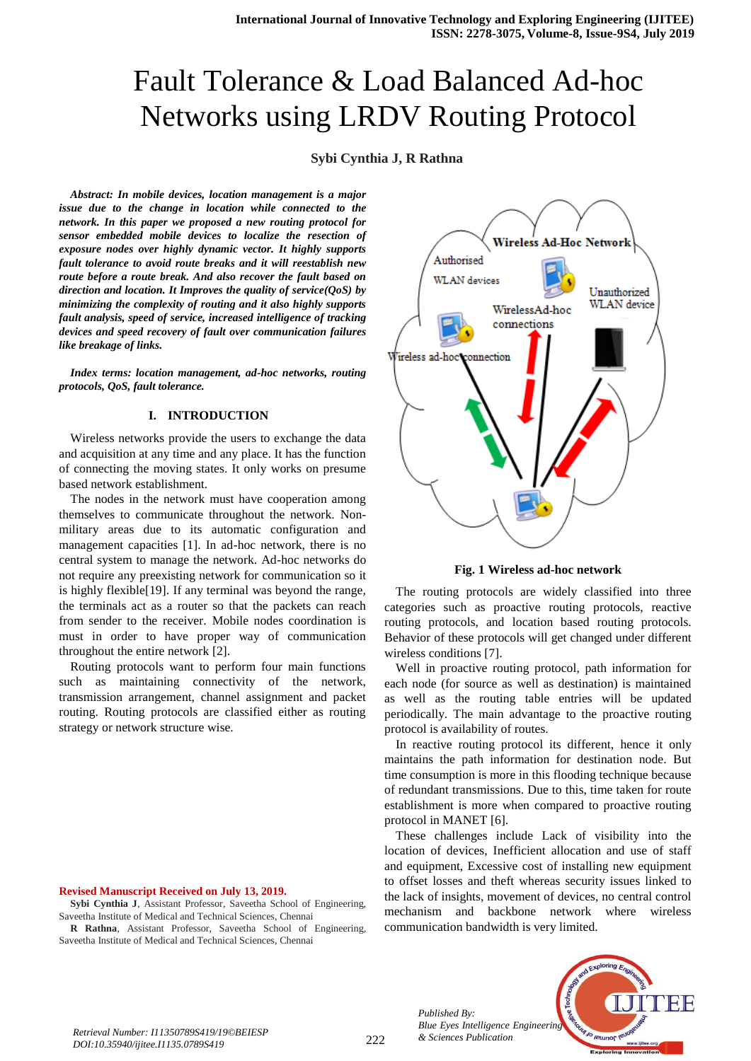# Fault Tolerance & Load Balanced Ad-hoc Networks using LRDV Routing Protocol

**Sybi Cynthia J, R Rathna**

***Abstract: In mobile devices, location management is a major issue due to the change in location while connected to the network. In this paper we proposed a new routing protocol for sensor embedded mobile devices to localize the resection of exposure nodes over highly dynamic vector. It highly supports fault tolerance to avoid route breaks and it will reestablish new route before a route break. And also recover the fault based on direction and location. It Improves the quality of service(QoS) by minimizing the complexity of routing and it also highly supports fault analysis, speed of service, increased intelligence of tracking devices and speed recovery of fault over communication failures like breakage of links.***

***Index terms: location management, ad-hoc networks, routing protocols, QoS, fault tolerance.***

## I. INTRODUCTION

Wireless networks provide the users to exchange the data and acquisition at any time and any place. It has the function of connecting the moving states. It only works on presume based network establishment.

The nodes in the network must have cooperation among themselves to communicate throughout the network. Non-military areas due to its automatic configuration and management capacities [1]. In ad-hoc network, there is no central system to manage the network. Ad-hoc networks do not require any preexisting network for communication so it is highly flexible[19]. If any terminal was beyond the range, the terminals act as a router so that the packets can reach from sender to the receiver. Mobile nodes coordination is must in order to have proper way of communication throughout the entire network [2].

Routing protocols want to perform four main functions such as maintaining connectivity of the network, transmission arrangement, channel assignment and packet routing. Routing protocols are classified either as routing strategy or network structure wise.

**Revised Manuscript Received on July 13, 2019.**

**Sybi Cynthia J**, Assistant Professor, Saveetha School of Engineering, Saveetha Institute of Medical and Technical Sciences, Chennai

**R Rathna**, Assistant Professor, Saveetha School of Engineering, Saveetha Institute of Medical and Technical Sciences, Chennai

**Fig. 1 Wireless ad-hoc network**

The routing protocols are widely classified into three categories such as proactive routing protocols, reactive routing protocols, and location based routing protocols. Behavior of these protocols will get changed under different wireless conditions [7].

Well in proactive routing protocol, path information for each node (for source as well as destination) is maintained as well as the routing table entries will be updated periodically. The main advantage to the proactive routing protocol is availability of routes.

In reactive routing protocol its different, hence it only maintains the path information for destination node. But time consumption is more in this flooding technique because of redundant transmissions. Due to this, time taken for route establishment is more when compared to proactive routing protocol in MANET [6].

These challenges include Lack of visibility into the location of devices, Inefficient allocation and use of staff and equipment, Excessive cost of installing new equipment to offset losses and theft whereas security issues linked to the lack of insights, movement of devices, no central control mechanism and backbone network where wireless communication bandwidth is very limited.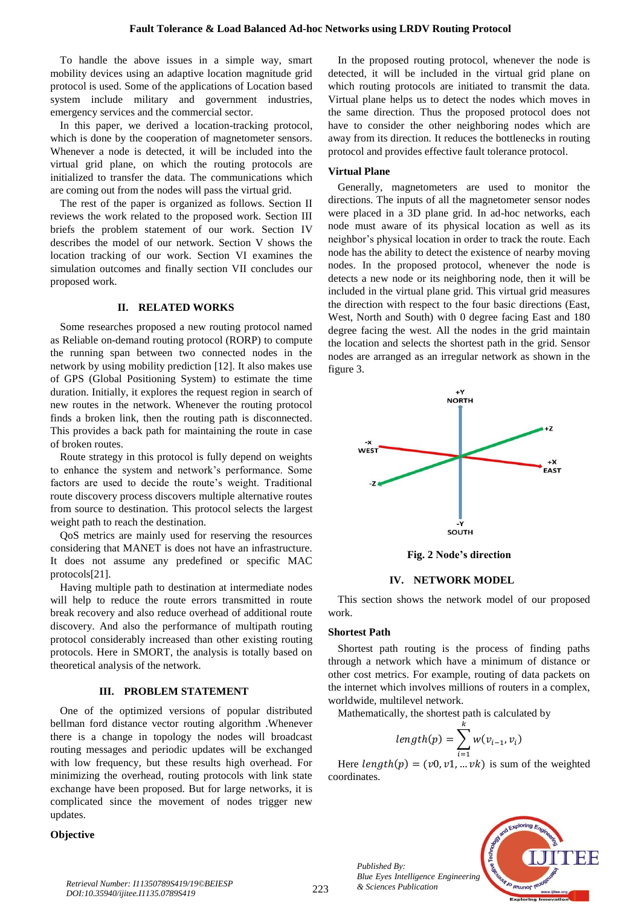To handle the above issues in a simple way, smart mobility devices using an adaptive location magnitude grid protocol is used. Some of the applications of Location based system include military and government industries, emergency services and the commercial sector.

In this paper, we derived a location-tracking protocol, which is done by the cooperation of magnetometer sensors. Whenever a node is detected, it will be included into the virtual grid plane, on which the routing protocols are initialized to transfer the data. The communications which are coming out from the nodes will pass the virtual grid.

The rest of the paper is organized as follows. Section II reviews the work related to the proposed work. Section III briefs the problem statement of our work. Section IV describes the model of our network. Section V shows the location tracking of our work. Section VI examines the simulation outcomes and finally section VII concludes our proposed work.

## II. RELATED WORKS

Some researches proposed a new routing protocol named as Reliable on-demand routing protocol (RORP) to compute the running span between two connected nodes in the network by using mobility prediction [12]. It also makes use of GPS (Global Positioning System) to estimate the time duration. Initially, it explores the request region in search of new routes in the network. Whenever the routing protocol finds a broken link, then the routing path is disconnected. This provides a back path for maintaining the route in case of broken routes.

Route strategy in this protocol is fully depend on weights to enhance the system and network's performance. Some factors are used to decide the route's weight. Traditional route discovery process discovers multiple alternative routes from source to destination. This protocol selects the largest weight path to reach the destination.

QoS metrics are mainly used for reserving the resources considering that MANET is does not have an infrastructure. It does not assume any predefined or specific MAC protocols[21].

Having multiple path to destination at intermediate nodes will help to reduce the route errors transmitted in route break recovery and also reduce overhead of additional route discovery. And also the performance of multipath routing protocol considerably increased than other existing routing protocols. Here in SMORT, the analysis is totally based on theoretical analysis of the network.

## III. PROBLEM STATEMENT

One of the optimized versions of popular distributed bellman ford distance vector routing algorithm .Whenever there is a change in topology the nodes will broadcast routing messages and periodic updates will be exchanged with low frequency, but these results high overhead. For minimizing the overhead, routing protocols with link state exchange have been proposed. But for large networks, it is complicated since the movement of nodes trigger new updates.

### Objective

In the proposed routing protocol, whenever the node is detected, it will be included in the virtual grid plane on which routing protocols are initiated to transmit the data. Virtual plane helps us to detect the nodes which moves in the same direction. Thus the proposed protocol does not have to consider the other neighboring nodes which are away from its direction. It reduces the bottlenecks in routing protocol and provides effective fault tolerance protocol.

### Virtual Plane

Generally, magnetometers are used to monitor the directions. The inputs of all the magnetometer sensor nodes were placed in a 3D plane grid. In ad-hoc networks, each node must aware of its physical location as well as its neighbor's physical location in order to track the route. Each node has the ability to detect the existence of nearby moving nodes. In the proposed protocol, whenever the node is detects a new node or its neighboring node, then it will be included in the virtual plane grid. This virtual grid measures the direction with respect to the four basic directions (East, West, North and South) with 0 degree facing East and 180 degree facing the west. All the nodes in the grid maintain the location and selects the shortest path in the grid. Sensor nodes are arranged as an irregular network as shown in the figure 3.

+Y NORTH, -Y SOUTH, +X EAST, -X WEST, +Z, -Z

**Fig. 2 Node's direction**

## IV. NETWORK MODEL

This section shows the network model of our proposed work.

### Shortest Path

Shortest path routing is the process of finding paths through a network which have a minimum of distance or other cost metrics. For example, routing of data packets on the internet which involves millions of routers in a complex, worldwide, multilevel network.

Mathematically, the shortest path is calculated by

$$length(p) = \sum_{i=1}^{k} w(v_{i-1}, v_i)$$

Here $length(p) = (v0, v1, \ldots vk)$ is sum of the weighted coordinates.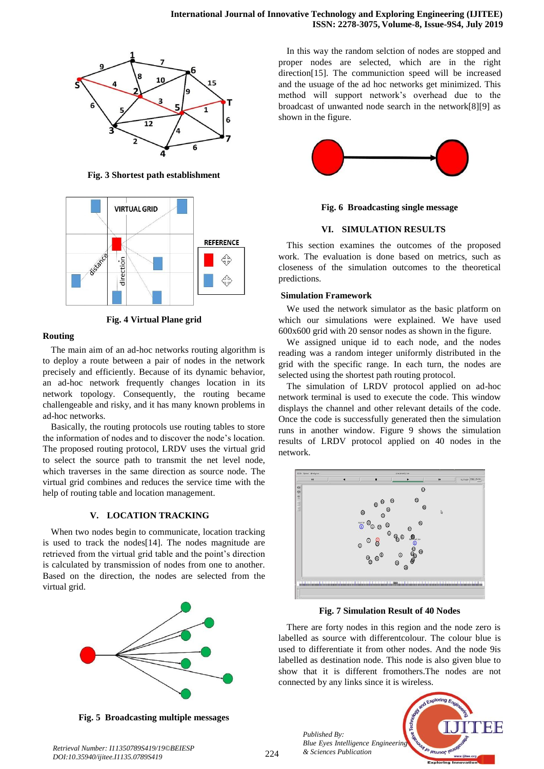Fig. 3 Shortest path establishment

Fig. 4 Virtual Plane grid

### Routing

The main aim of an ad-hoc networks routing algorithm is to deploy a route between a pair of nodes in the network precisely and efficiently. Because of its dynamic behavior, an ad-hoc network frequently changes location in its network topology. Consequently, the routing became challengeable and risky, and it has many known problems in ad-hoc networks.

Basically, the routing protocols use routing tables to store the information of nodes and to discover the node's location. The proposed routing protocol, LRDV uses the virtual grid to select the source path to transmit the net level node, which traverses in the same direction as source node. The virtual grid combines and reduces the service time with the help of routing table and location management.

## V. LOCATION TRACKING

When two nodes begin to communicate, location tracking is used to track the nodes[14]. The nodes magnitude are retrieved from the virtual grid table and the point's direction is calculated by transmission of nodes from one to another. Based on the direction, the nodes are selected from the virtual grid.

Fig. 5 Broadcasting multiple messages

In this way the random selction of nodes are stopped and proper nodes are selected, which are in the right direction[15]. The communication speed will be increased and the usage of the ad hoc networks get minimized. This method will support network's overhead due to the broadcast of unwanted node search in the network[8][9] as shown in the figure.

Fig. 6 Broadcasting single message

## VI. SIMULATION RESULTS

This section examines the outcomes of the proposed work. The evaluation is done based on metrics, such as closeness of the simulation outcomes to the theoretical predictions.

### Simulation Framework

We used the network simulator as the basic platform on which our simulations were explained. We have used 600x600 grid with 20 sensor nodes as shown in the figure.

We assigned unique id to each node, and the nodes reading was a random integer uniformly distributed in the grid with the specific range. In each turn, the nodes are selected using the shortest path routing protocol.

The simulation of LRDV protocol applied on ad-hoc network terminal is used to execute the code. This window displays the channel and other relevant details of the code. Once the code is successfully generated then the simulation runs in another window. Figure 9 shows the simulation results of LRDV protocol applied on 40 nodes in the network.

Fig. 7 Simulation Result of 40 Nodes

There are forty nodes in this region and the node zero is labelled as source with differentcolour. The colour blue is used to differentiate it from other nodes. And the node 9is labelled as destination node. This node is also given blue to show that it is different fromothers.The nodes are not connected by any links since it is wireless.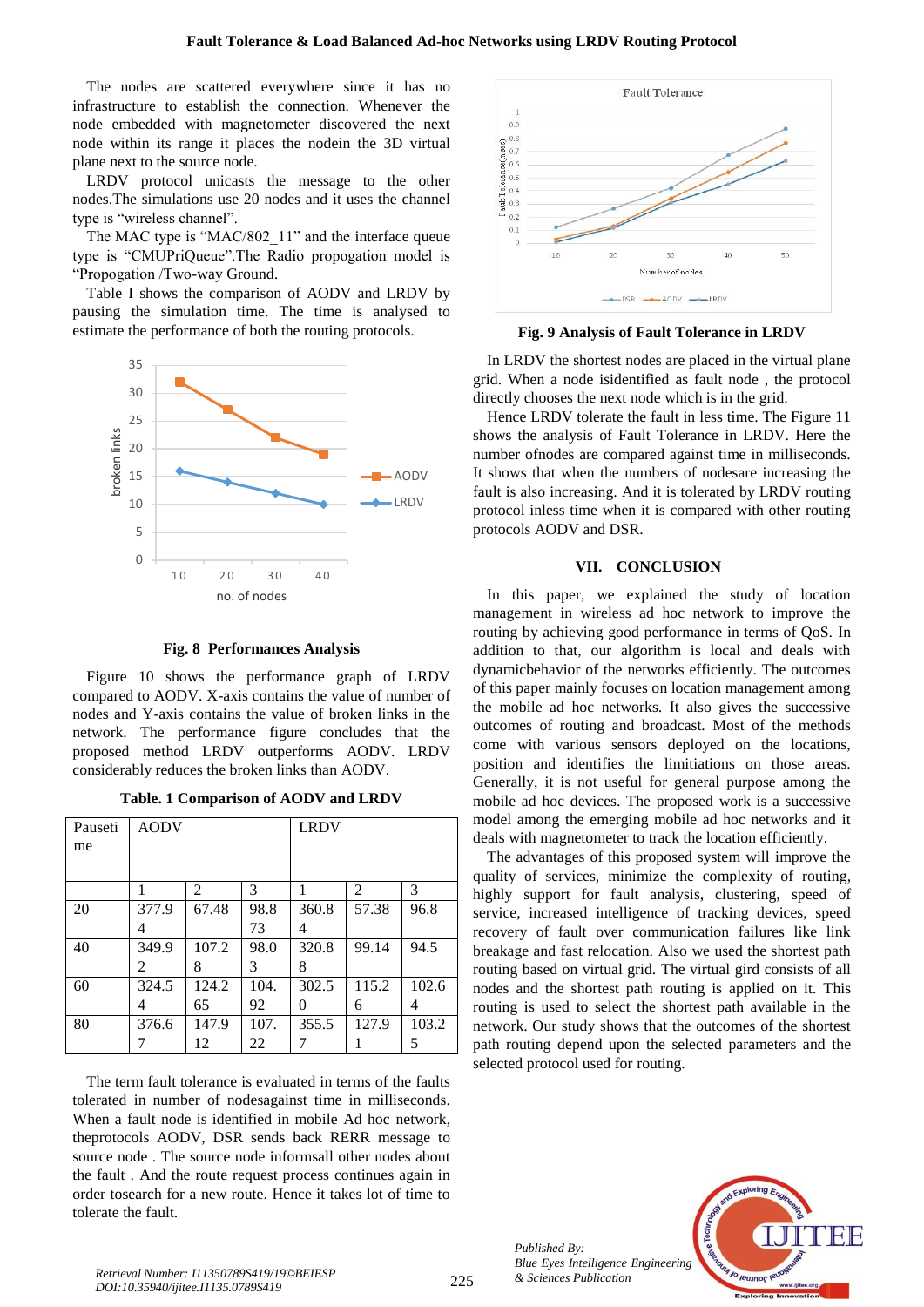The nodes are scattered everywhere since it has no infrastructure to establish the connection. Whenever the node embedded with magnetometer discovered the next node within its range it places the nodein the 3D virtual plane next to the source node.

LRDV protocol unicasts the message to the other nodes.The simulations use 20 nodes and it uses the channel type is "wireless channel".

The MAC type is "MAC/802_11" and the interface queue type is "CMUPriQueue".The Radio propogation model is "Propogation /Two-way Ground.

Table I shows the comparison of AODV and LRDV by pausing the simulation time. The time is analysed to estimate the performance of both the routing protocols.

**Fig. 8 Performances Analysis**

Figure 10 shows the performance graph of LRDV compared to AODV. X-axis contains the value of number of nodes and Y-axis contains the value of broken links in the network. The performance figure concludes that the proposed method LRDV outperforms AODV. LRDV considerably reduces the broken links than AODV.

**Table. 1 Comparison of AODV and LRDV**

| Pausetime | AODV | | | LRDV | | |
|---|---|---|---|---|---|---|
| | 1 | 2 | 3 | 1 | 2 | 3 |
| 20 | 377.94 | 67.48 | 98.873 | 360.84 | 57.38 | 96.8 |
| 40 | 349.92 | 107.28 | 98.03 | 320.88 | 99.14 | 94.5 |
| 60 | 324.54 | 124.265 | 104.92 | 302.50 | 115.26 | 102.64 |
| 80 | 376.67 | 147.912 | 107.22 | 355.57 | 127.91 | 103.25 |

The term fault tolerance is evaluated in terms of the faults tolerated in number of nodesagainst time in milliseconds. When a fault node is identified in mobile Ad hoc network, theprotocols AODV, DSR sends back RERR message to source node . The source node informsall other nodes about the fault . And the route request process continues again in order tosearch for a new route. Hence it takes lot of time to tolerate the fault.

**Fig. 9 Analysis of Fault Tolerance in LRDV**

In LRDV the shortest nodes are placed in the virtual plane grid. When a node isidentified as fault node , the protocol directly chooses the next node which is in the grid.

Hence LRDV tolerate the fault in less time. The Figure 11 shows the analysis of Fault Tolerance in LRDV. Here the number ofnodes are compared against time in milliseconds. It shows that when the numbers of nodesare increasing the fault is also increasing. And it is tolerated by LRDV routing protocol inless time when it is compared with other routing protocols AODV and DSR.

## VII. CONCLUSION

In this paper, we explained the study of location management in wireless ad hoc network to improve the routing by achieving good performance in terms of QoS. In addition to that, our algorithm is local and deals with dynamicbehavior of the networks efficiently. The outcomes of this paper mainly focuses on location management among the mobile ad hoc networks. It also gives the successive outcomes of routing and broadcast. Most of the methods come with various sensors deployed on the locations, position and identifies the limitiations on those areas. Generally, it is not useful for general purpose among the mobile ad hoc devices. The proposed work is a successive model among the emerging mobile ad hoc networks and it deals with magnetometer to track the location efficiently.

The advantages of this proposed system will improve the quality of services, minimize the complexity of routing, highly support for fault analysis, clustering, speed of service, increased intelligence of tracking devices, speed recovery of fault over communication failures like link breakage and fast relocation. Also we used the shortest path routing based on virtual grid. The virtual gird consists of all nodes and the shortest path routing is applied on it. This routing is used to select the shortest path available in the network. Our study shows that the outcomes of the shortest path routing depend upon the selected parameters and the selected protocol used for routing.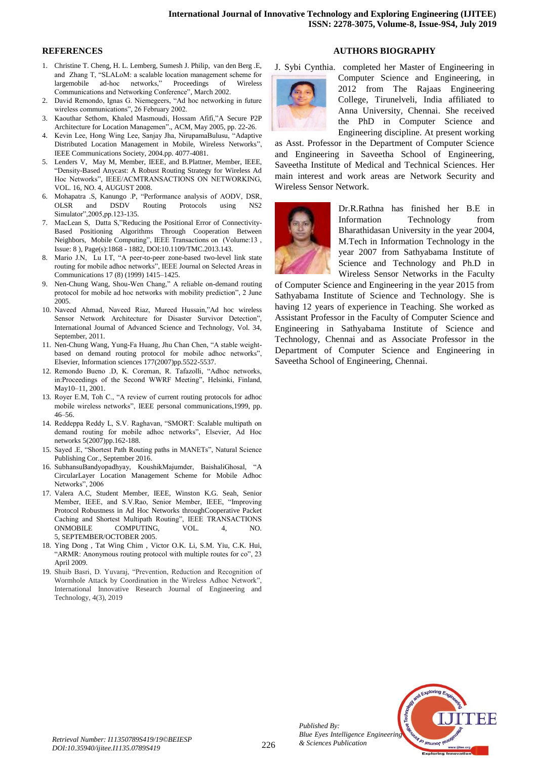## REFERENCES

1. Christine T. Cheng, H. L. Lemberg, Sumesh J. Philip, van den Berg .E, and Zhang T, "SLALoM: a scalable location management scheme for largemobile ad-hoc networks," Proceedings of Wireless Communications and Networking Conference", March 2002.
2. David Remondo, Ignas G. Niemegeers, "Ad hoc networking in future wireless communications", 26 February 2002.
3. Kaouthar Sethom, Khaled Masmoudi, Hossam Afifi,"A Secure P2P Architecture for Location Managemen"., ACM, May 2005, pp. 22-26.
4. Kevin Lee, Hong Wing Lee, Sanjay Jha, NirupamaBulusu, "Adaptive Distributed Location Management in Mobile, Wireless Networks", IEEE Communications Society, 2004.pp. 4077-4081.
5. Lenders V, May M, Member, IEEE, and B.Plattner, Member, IEEE, "Density-Based Anycast: A Robust Routing Strategy for Wireless Ad Hoc Networks", IEEE/ACMTRANSACTIONS ON NETWORKING, VOL. 16, NO. 4, AUGUST 2008.
6. Mohapatra .S, Kanungo .P, "Performance analysis of AODV, DSR, OLSR and DSDV Routing Protocols using NS2 Simulator",2005,pp.123-135.
7. MacLean S, Datta S,"Reducing the Positional Error of Connectivity-Based Positioning Algorithms Through Cooperation Between Neighbors, Mobile Computing", IEEE Transactions on (Volume:13 , Issue: 8 ), Page(s):1868 - 1882, DOI:10.1109/TMC.2013.143.
8. Mario J.N, Lu I.T, "A peer-to-peer zone-based two-level link state routing for mobile adhoc networks", IEEE Journal on Selected Areas in Communications 17 (8) (1999) 1415–1425.
9. Nen-Chung Wang, Shou-Wen Chang," A reliable on-demand routing protocol for mobile ad hoc networks with mobility prediction", 2 June 2005.
10. Naveed Ahmad, Naveed Riaz, Mureed Hussain,"Ad hoc wireless Sensor Network Architecture for Disaster Survivor Detection", International Journal of Advanced Science and Technology, Vol. 34, September, 2011.
11. Nen-Chung Wang, Yung-Fa Huang, Jhu Chan Chen, "A stable weight-based on demand routing protocol for mobile adhoc networks", Elsevier, Information sciences 177(2007)pp.5522-5537.
12. Remondo Bueno .D, K. Coreman, R. Tafazolli, "Adhoc networks, in:Proceedings of the Second WWRF Meeting", Helsinki, Finland, May10–11, 2001.
13. Royer E.M, Toh C., "A review of current routing protocols for adhoc mobile wireless networks", IEEE personal communications,1999, pp. 46–56.
14. Reddeppa Reddy L, S.V. Raghavan, "SMORT: Scalable multipath on demand routing for mobile adhoc networks", Elsevier, Ad Hoc networks 5(2007)pp.162-188.
15. Sayed .E, "Shortest Path Routing paths in MANETs", Natural Science Publishing Cor., September 2016.
16. SubhansuBandyopadhyay, KoushikMajumder, BaishaliGhosal, "A CircularLayer Location Management Scheme for Mobile Adhoc Networks", 2006
17. Valera A.C, Student Member, IEEE, Winston K.G. Seah, Senior Member, IEEE, and S.V.Rao, Senior Member, IEEE, "Improving Protocol Robustness in Ad Hoc Networks throughCooperative Packet Caching and Shortest Multipath Routing", IEEE TRANSACTIONS ONMOBILE COMPUTING, VOL. 4, NO. 5, SEPTEMBER/OCTOBER 2005.
18. Ying Dong , Tat Wing Chim , Victor O.K. Li, S.M. Yiu, C.K. Hui, "ARMR: Anonymous routing protocol with multiple routes for co", 23 April 2009.
19. Shuib Basri, D. Yuvaraj, "Prevention, Reduction and Recognition of Wormhole Attack by Coordination in the Wireless Adhoc Network", International Innovative Research Journal of Engineering and Technology, 4(3), 2019

## AUTHORS BIOGRAPHY

J. Sybi Cynthia. completed her Master of Engineering in Computer Science and Engineering, in 2012 from The Rajaas Engineering College, Tirunelveli, India affiliated to Anna University, Chennai. She received the PhD in Computer Science and Engineering discipline. At present working as Asst. Professor in the Department of Computer Science and Engineering in Saveetha School of Engineering, Saveetha Institute of Medical and Technical Sciences. Her main interest and work areas are Network Security and Wireless Sensor Network.

Dr.R.Rathna has finished her B.E in Information Technology from Bharathidasan University in the year 2004, M.Tech in Information Technology in the year 2007 from Sathyabama Institute of Science and Technology and Ph.D in Wireless Sensor Networks in the Faculty of Computer Science and Engineering in the year 2015 from Sathyabama Institute of Science and Technology. She is having 12 years of experience in Teaching. She worked as Assistant Professor in the Faculty of Computer Science and Engineering in Sathyabama Institute of Science and Technology, Chennai and as Associate Professor in the Department of Computer Science and Engineering in Saveetha School of Engineering, Chennai.